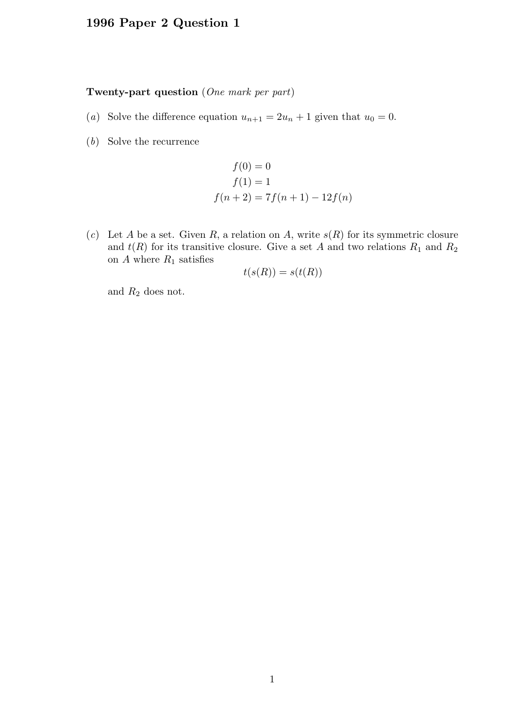# 1996 Paper 2 Question 1

**Twenty-part question** (*One mark per part*)

(*a*) Solve the difference equation $u_{n+1} = 2u_n + 1$ given that $u_0 = 0$.

(*b*) Solve the recurrence

$$\begin{aligned} f(0) &= 0 \\ f(1) &= 1 \\ f(n+2) &= 7f(n+1) - 12f(n) \end{aligned}$$

(*c*) Let $A$ be a set. Given $R$, a relation on $A$, write $s(R)$ for its symmetric closure and $t(R)$ for its transitive closure. Give a set $A$ and two relations $R_1$ and $R_2$ on $A$ where $R_1$ satisfies

$$t(s(R)) = s(t(R))$$

and $R_2$ does not.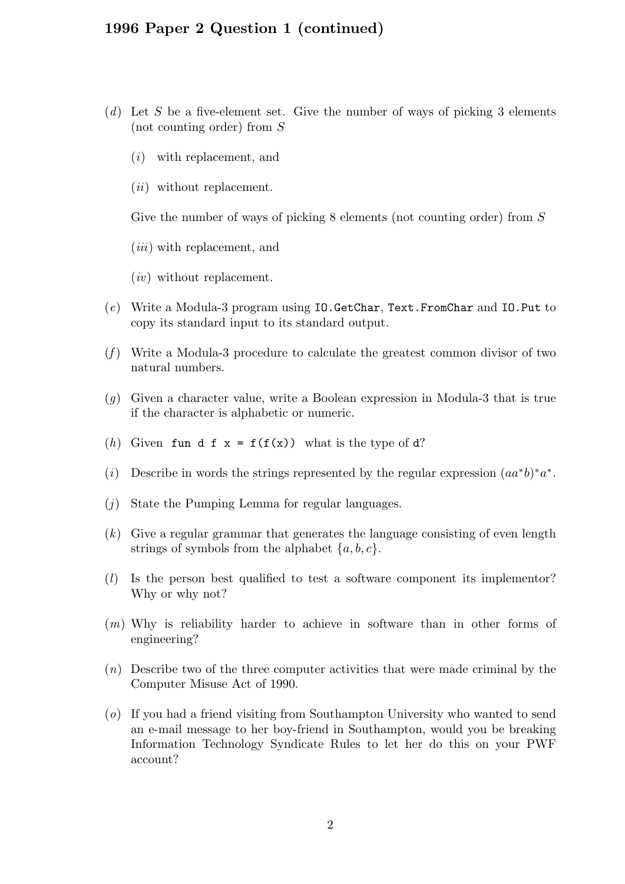## 1996 Paper 2 Question 1 (continued)

(*d*) Let $S$ be a five-element set. Give the number of ways of picking 3 elements (not counting order) from $S$

(*i*) with replacement, and

(*ii*) without replacement.

Give the number of ways of picking 8 elements (not counting order) from $S$

(*iii*) with replacement, and

(*iv*) without replacement.

(*e*) Write a Modula-3 program using `IO.GetChar`, `Text.FromChar` and `IO.Put` to copy its standard input to its standard output.

(*f*) Write a Modula-3 procedure to calculate the greatest common divisor of two natural numbers.

(*g*) Given a character value, write a Boolean expression in Modula-3 that is true if the character is alphabetic or numeric.

(*h*) Given `fun d f x = f(f(x))` what is the type of `d`?

(*i*) Describe in words the strings represented by the regular expression $(aa^*b)^*a^*$.

(*j*) State the Pumping Lemma for regular languages.

(*k*) Give a regular grammar that generates the language consisting of even length strings of symbols from the alphabet $\{a, b, c\}$.

(*l*) Is the person best qualified to test a software component its implementor? Why or why not?

(*m*) Why is reliability harder to achieve in software than in other forms of engineering?

(*n*) Describe two of the three computer activities that were made criminal by the Computer Misuse Act of 1990.

(*o*) If you had a friend visiting from Southampton University who wanted to send an e-mail message to her boy-friend in Southampton, would you be breaking Information Technology Syndicate Rules to let her do this on your PWF account?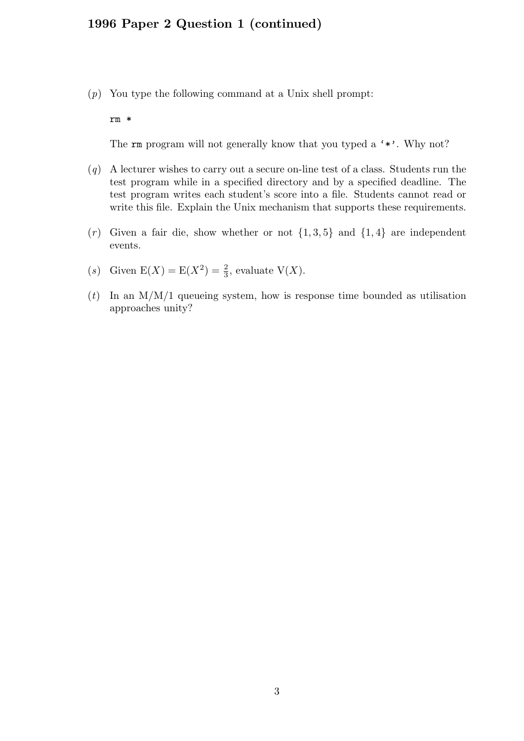**1996 Paper 2 Question 1 (continued)**

(*p*) You type the following command at a Unix shell prompt:

```
rm *
```

The `rm` program will not generally know that you typed a '*'. Why not?

(*q*) A lecturer wishes to carry out a secure on-line test of a class. Students run the test program while in a specified directory and by a specified deadline. The test program writes each student's score into a file. Students cannot read or write this file. Explain the Unix mechanism that supports these requirements.

(*r*) Given a fair die, show whether or not $\{1, 3, 5\}$ and $\{1, 4\}$ are independent events.

(*s*) Given $\mathrm{E}(X) = \mathrm{E}(X^2) = \frac{2}{3}$, evaluate $\mathrm{V}(X)$.

(*t*) In an M/M/1 queueing system, how is response time bounded as utilisation approaches unity?